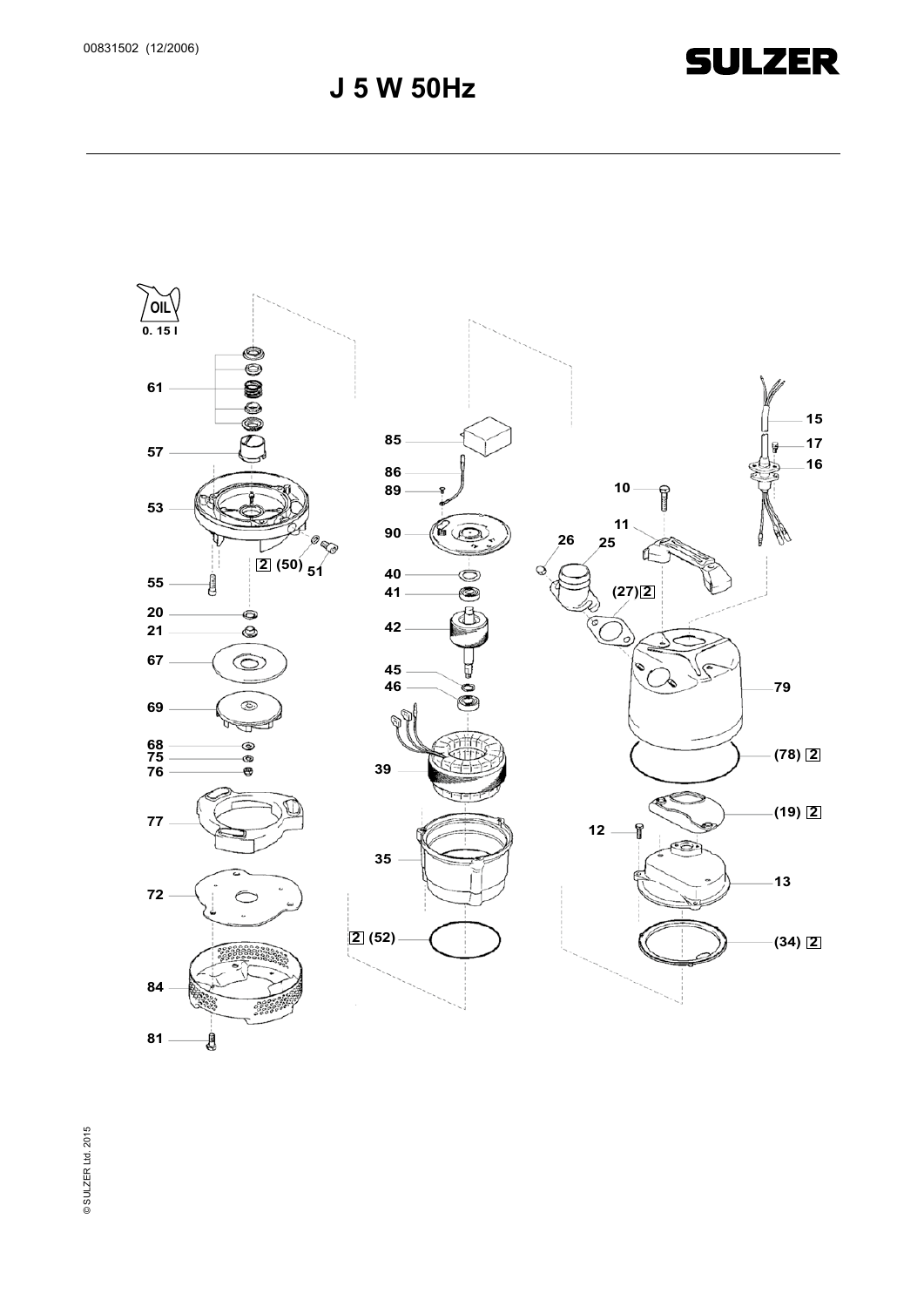00831502 (12/2006)

SULZER

# J 5 W 50Hz

OIL
0. 15 l

61

57

53

2 (50) 51

55

20

21

67

69

68
75
76

77

72

84

81

85

86

89

90

40

41

42

45

46

39

35

2 (52)

10

11

26

25

(27) 2

15

17

16

79

(78) 2

(19) 2

12

13

(34) 2

© SULZER Ltd. 2015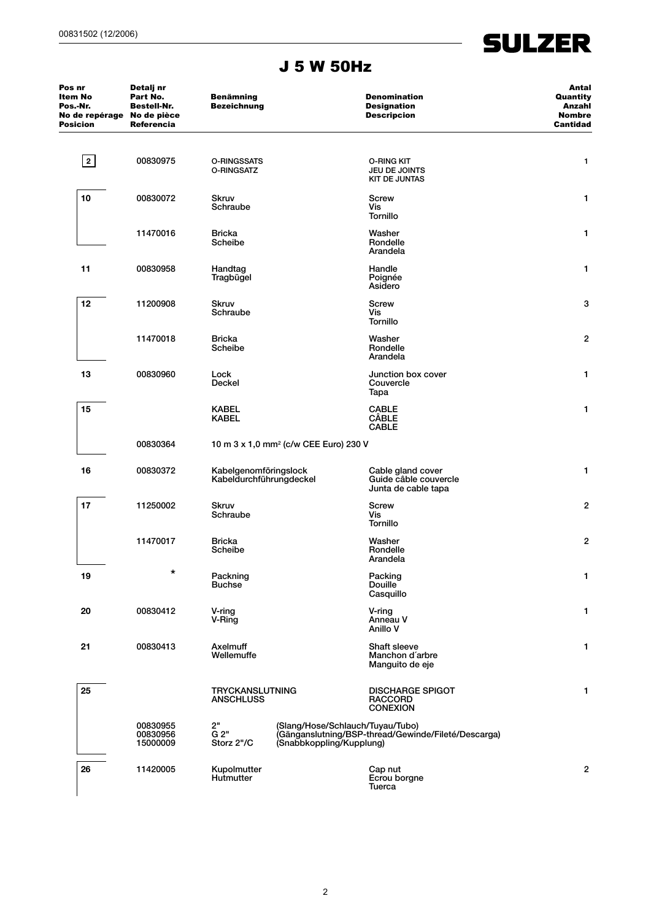# J 5 W 50Hz

| Pos nr<br>Item No<br>Pos.-Nr.<br>No de repérage<br>Posicion | Detalj nr<br>Part No.<br>Bestell-Nr.<br>No de pièce<br>Referencia | Benämning<br>Bezeichnung | Denomination<br>Designation<br>Descripcion | Antal<br>Quantity<br>Anzahl<br>Nombre<br>Cantidad |
|---|---|---|---|---|
| 2 | 00830975 | O-RINGSSATS<br>O-RINGSATZ | O-RING KIT<br>JEU DE JOINTS<br>KIT DE JUNTAS | 1 |
| 10 | 00830072 | Skruv<br>Schraube | Screw<br>Vis<br>Tornillo | 1 |
| | 11470016 | Bricka<br>Scheibe | Washer<br>Rondelle<br>Arandela | 1 |
| 11 | 00830958 | Handtag<br>Tragbügel | Handle<br>Poignée<br>Asidero | 1 |
| 12 | 11200908 | Skruv<br>Schraube | Screw<br>Vis<br>Tornillo | 3 |
| | 11470018 | Bricka<br>Scheibe | Washer<br>Rondelle<br>Arandela | 2 |
| 13 | 00830960 | Lock<br>Deckel | Junction box cover<br>Couvercle<br>Tapa | 1 |
| 15 | | KABEL<br>KABEL | CABLE<br>CÂBLE<br>CABLE | 1 |
| | 00830364 | 10 m 3 x 1,0 mm² (c/w CEE Euro) 230 V | | |
| 16 | 00830372 | Kabelgenomföringslock<br>Kabeldurchführungdeckel | Cable gland cover<br>Guide câble couvercle<br>Junta de cable tapa | 1 |
| 17 | 11250002 | Skruv<br>Schraube | Screw<br>Vis<br>Tornillo | 2 |
| | 11470017 | Bricka<br>Scheibe | Washer<br>Rondelle<br>Arandela | 2 |
| 19 | * | Packning<br>Buchse | Packing<br>Douille<br>Casquillo | 1 |
| 20 | 00830412 | V-ring<br>V-Ring | V-ring<br>Anneau V<br>Anillo V | 1 |
| 21 | 00830413 | Axelmuff<br>Wellemuffe | Shaft sleeve<br>Manchon d´arbre<br>Manguito de eje | 1 |
| 25 | | TRYCKANSLUTNING<br>ANSCHLUSS | DISCHARGE SPIGOT<br>RACCORD<br>CONEXION | 1 |
| | 00830955<br>00830956<br>15000009 | 2" (Slang/Hose/Schlauch/Tuyau/Tubo)<br>G 2" (Gänganslutning/BSP-thread/Gewinde/Fileté/Descarga)<br>Storz 2"/C (Snabbkoppling/Kupplung) | | |
| 26 | 11420005 | Kupolmutter<br>Hutmutter | Cap nut<br>Ecrou borgne<br>Tuerca | 2 |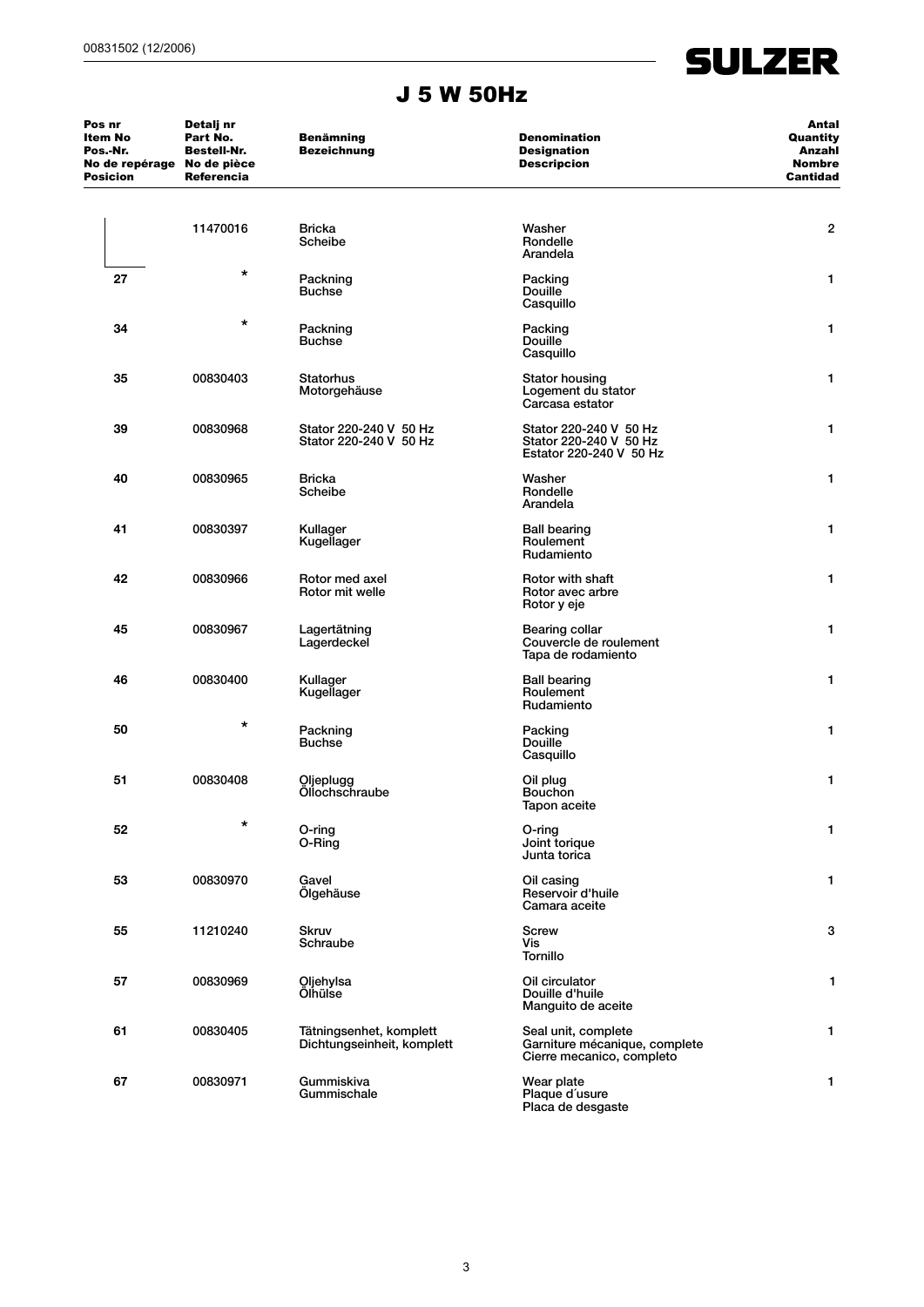# J 5 W 50Hz

| Pos nr<br>Item No<br>Pos.-Nr.<br>No de repérage<br>Posicion | Detalj nr<br>Part No.<br>Bestell-Nr.<br>No de pièce<br>Referencia | Benämning<br>Bezeichnung | Denomination<br>Designation<br>Descripcion | Antal<br>Quantity<br>Anzahl<br>Nombre<br>Cantidad |
|---|---|---|---|---|
| | 11470016 | Bricka<br>Scheibe | Washer<br>Rondelle<br>Arandela | 2 |
| 27 | * | Packning<br>Buchse | Packing<br>Douille<br>Casquillo | 1 |
| 34 | * | Packning<br>Buchse | Packing<br>Douille<br>Casquillo | 1 |
| 35 | 00830403 | Statorhus<br>Motorgehäuse | Stator housing<br>Logement du stator<br>Carcasa estator | 1 |
| 39 | 00830968 | Stator 220-240 V 50 Hz<br>Stator 220-240 V 50 Hz | Stator 220-240 V 50 Hz<br>Stator 220-240 V 50 Hz<br>Estator 220-240 V 50 Hz | 1 |
| 40 | 00830965 | Bricka<br>Scheibe | Washer<br>Rondelle<br>Arandela | 1 |
| 41 | 00830397 | Kullager<br>Kugellager | Ball bearing<br>Roulement<br>Rudamiento | 1 |
| 42 | 00830966 | Rotor med axel<br>Rotor mit welle | Rotor with shaft<br>Rotor avec arbre<br>Rotor y eje | 1 |
| 45 | 00830967 | Lagertätning<br>Lagerdeckel | Bearing collar<br>Couvercle de roulement<br>Tapa de rodamiento | 1 |
| 46 | 00830400 | Kullager<br>Kugellager | Ball bearing<br>Roulement<br>Rudamiento | 1 |
| 50 | * | Packning<br>Buchse | Packing<br>Douille<br>Casquillo | 1 |
| 51 | 00830408 | Oljeplugg<br>Öllochschraube | Oil plug<br>Bouchon<br>Tapon aceite | 1 |
| 52 | * | O-ring<br>O-Ring | O-ring<br>Joint torique<br>Junta torica | 1 |
| 53 | 00830970 | Gavel<br>Ölgehäuse | Oil casing<br>Reservoir d'huile<br>Camara aceite | 1 |
| 55 | 11210240 | Skruv<br>Schraube | Screw<br>Vis<br>Tornillo | 3 |
| 57 | 00830969 | Oljehylsa<br>Ölhülse | Oil circulator<br>Douille d'huile<br>Manguito de aceite | 1 |
| 61 | 00830405 | Tätningsenhet, komplett<br>Dichtungseinheit, komplett | Seal unit, complete<br>Garniture mécanique, complete<br>Cierre mecanico, completo | 1 |
| 67 | 00830971 | Gummiskiva<br>Gummischale | Wear plate<br>Plaque d´usure<br>Placa de desgaste | 1 |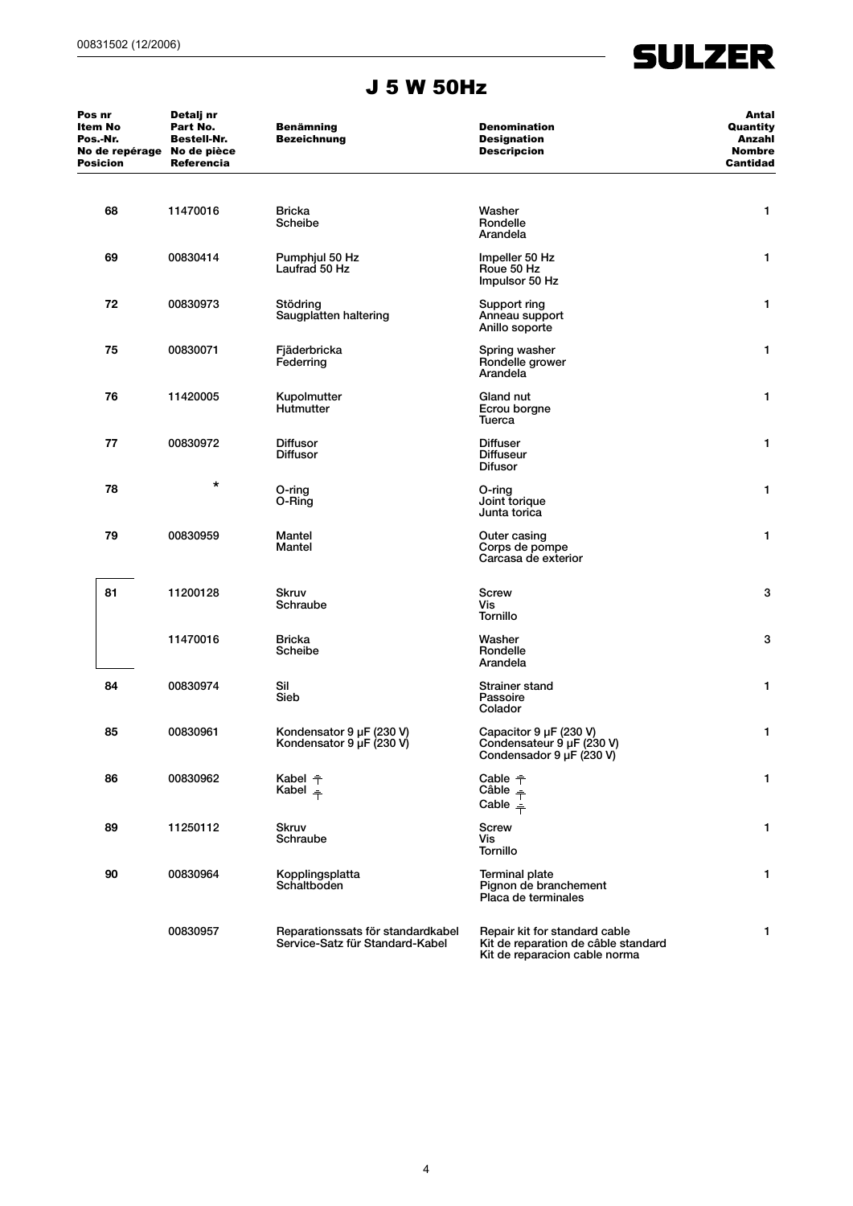# J 5 W 50Hz

| Pos nr<br>Item No<br>Pos.-Nr.<br>No de repérage<br>Posicion | Detalj nr<br>Part No.<br>Bestell-Nr.<br>No de pièce<br>Referencia | Benämning<br>Bezeichnung | Denomination<br>Designation<br>Descripcion | Antal<br>Quantity<br>Anzahl<br>Nombre<br>Cantidad |
|---|---|---|---|---|
| 68 | 11470016 | Bricka<br>Scheibe | Washer<br>Rondelle<br>Arandela | 1 |
| 69 | 00830414 | Pumphjul 50 Hz<br>Laufrad 50 Hz | Impeller 50 Hz<br>Roue 50 Hz<br>Impulsor 50 Hz | 1 |
| 72 | 00830973 | Stödring<br>Saugplatten haltering | Support ring<br>Anneau support<br>Anillo soporte | 1 |
| 75 | 00830071 | Fjäderbricka<br>Federring | Spring washer<br>Rondelle grower<br>Arandela | 1 |
| 76 | 11420005 | Kupolmutter<br>Hutmutter | Gland nut<br>Ecrou borgne<br>Tuerca | 1 |
| 77 | 00830972 | Diffusor<br>Diffusor | Diffuser<br>Diffuseur<br>Difusor | 1 |
| 78 | * | O-ring<br>O-Ring | O-ring<br>Joint torique<br>Junta torica | 1 |
| 79 | 00830959 | Mantel<br>Mantel | Outer casing<br>Corps de pompe<br>Carcasa de exterior | 1 |
| 81 | 11200128 | Skruv<br>Schraube | Screw<br>Vis<br>Tornillo | 3 |
| | 11470016 | Bricka<br>Scheibe | Washer<br>Rondelle<br>Arandela | 3 |
| 84 | 00830974 | Sil<br>Sieb | Strainer stand<br>Passoire<br>Colador | 1 |
| 85 | 00830961 | Kondensator 9 µF (230 V)<br>Kondensator 9 µF (230 V) | Capacitor 9 µF (230 V)<br>Condensateur 9 µF (230 V)<br>Condensador 9 µF (230 V) | 1 |
| 86 | 00830962 | Kabel ⏚<br>Kabel ⏚ | Cable ⏚<br>Câble ⏚<br>Cable ⏚ | 1 |
| 89 | 11250112 | Skruv<br>Schraube | Screw<br>Vis<br>Tornillo | 1 |
| 90 | 00830964 | Kopplingsplatta<br>Schaltboden | Terminal plate<br>Pignon de branchement<br>Placa de terminales | 1 |
| | 00830957 | Reparationssats för standardkabel<br>Service-Satz für Standard-Kabel | Repair kit for standard cable<br>Kit de reparation de câble standard<br>Kit de reparacion cable norma | 1 |